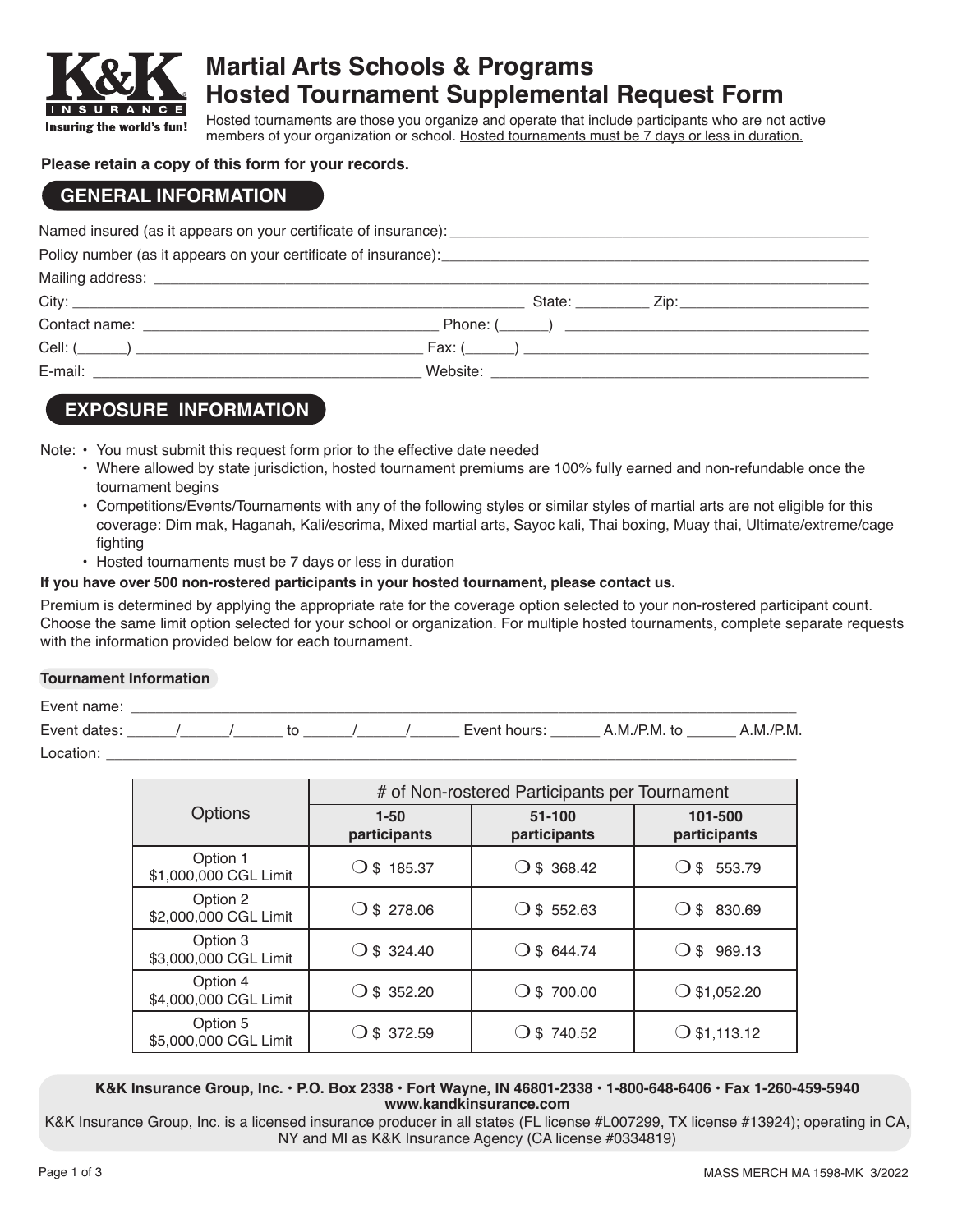# Martial Arts Schools & Programs Hosted Tournament Supplemental Request Form

Hosted tournaments are those you organize and operate that include participants who are not active members of your organization or school. Hosted tournaments must be 7 days or less in duration.

**Please retain a copy of this form for your records.**

## GENERAL INFORMATION

Named insured (as it appears on your certificate of insurance): ____________________

Policy number (as it appears on your certificate of insurance): ____________________

Mailing address: ____________________

City: ____________________ State: __________ Zip: ____________________

Contact name: ____________________ Phone: (______) ____________________

Cell: (______) ____________________ Fax: (______) ____________________

E-mail: ____________________ Website: ____________________

## EXPOSURE INFORMATION

Note:
- You must submit this request form prior to the effective date needed
- Where allowed by state jurisdiction, hosted tournament premiums are 100% fully earned and non-refundable once the tournament begins
- Competitions/Events/Tournaments with any of the following styles or similar styles of martial arts are not eligible for this coverage: Dim mak, Haganah, Kali/escrima, Mixed martial arts, Sayoc kali, Thai boxing, Muay thai, Ultimate/extreme/cage fighting
- Hosted tournaments must be 7 days or less in duration

**If you have over 500 non-rostered participants in your hosted tournament, please contact us.**

Premium is determined by applying the appropriate rate for the coverage option selected to your non-rostered participant count. Choose the same limit option selected for your school or organization. For multiple hosted tournaments, complete separate requests with the information provided below for each tournament.

**Tournament Information**

Event name: ____________________

Event dates: ______/______/______ to ______/______/______ Event hours: ______ A.M./P.M. to ______ A.M./P.M.

Location: ____________________

| Options | # of Non-rostered Participants per Tournament | | |
|---|---|---|---|
| | **1-50 participants** | **51-100 participants** | **101-500 participants** |
| Option 1 $1,000,000 CGL Limit | ❍ $ 185.37 | ❍ $ 368.42 | ❍ $ 553.79 |
| Option 2 $2,000,000 CGL Limit | ❍ $ 278.06 | ❍ $ 552.63 | ❍ $ 830.69 |
| Option 3 $3,000,000 CGL Limit | ❍ $ 324.40 | ❍ $ 644.74 | ❍ $ 969.13 |
| Option 4 $4,000,000 CGL Limit | ❍ $ 352.20 | ❍ $ 700.00 | ❍ $1,052.20 |
| Option 5 $5,000,000 CGL Limit | ❍ $ 372.59 | ❍ $ 740.52 | ❍ $1,113.12 |

**K&K Insurance Group, Inc. • P.O. Box 2338 • Fort Wayne, IN 46801-2338 • 1-800-648-6406 • Fax 1-260-459-5940**
**www.kandkinsurance.com**

K&K Insurance Group, Inc. is a licensed insurance producer in all states (FL license #L007299, TX license #13924); operating in CA, NY and MI as K&K Insurance Agency (CA license #0334819)

MASS MERCH MA 1598-MK 3/2022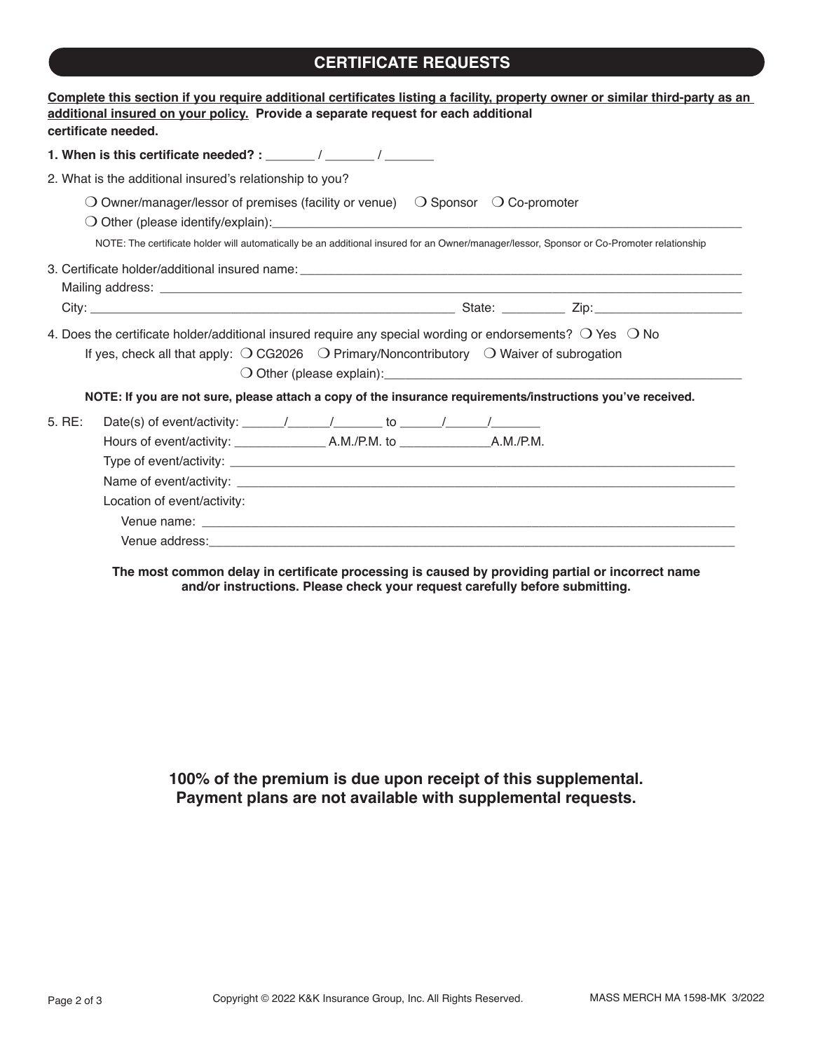## CERTIFICATE REQUESTS

**Complete this section if you require additional certificates listing a facility, property owner or similar third-party as an additional insured on your policy. Provide a separate request for each additional certificate needed.**

**1. When is this certificate needed? :** _______ / _______ / _______

2. What is the additional insured's relationship to you?

❍ Owner/manager/lessor of premises (facility or venue) ❍ Sponsor ❍ Co-promoter

❍ Other (please identify/explain):_______________________________________________

NOTE: The certificate holder will automatically be an additional insured for an Owner/manager/lessor, Sponsor or Co-Promoter relationship

3. Certificate holder/additional insured name:_______________________________________________

Mailing address: _______________________________________________

City: _______________________________ State: _________ Zip:_____________________

4. Does the certificate holder/additional insured require any special wording or endorsements? ❍ Yes ❍ No

If yes, check all that apply: ❍ CG2026 ❍ Primary/Noncontributory ❍ Waiver of subrogation

❍ Other (please explain):_______________________________________________

**NOTE: If you are not sure, please attach a copy of the insurance requirements/instructions you've received.**

5. RE: Date(s) of event/activity: ______/______/_______ to ______/______/_______

Hours of event/activity: _____________ A.M./P.M. to _____________A.M./P.M.

Type of event/activity: _______________________________________________

Name of event/activity: _______________________________________________

Location of event/activity:

Venue name: _______________________________________________

Venue address:_______________________________________________

**The most common delay in certificate processing is caused by providing partial or incorrect name and/or instructions. Please check your request carefully before submitting.**

**100% of the premium is due upon receipt of this supplemental. Payment plans are not available with supplemental requests.**

Copyright © 2022 K&K Insurance Group, Inc. All Rights Reserved. MASS MERCH MA 1598-MK 3/2022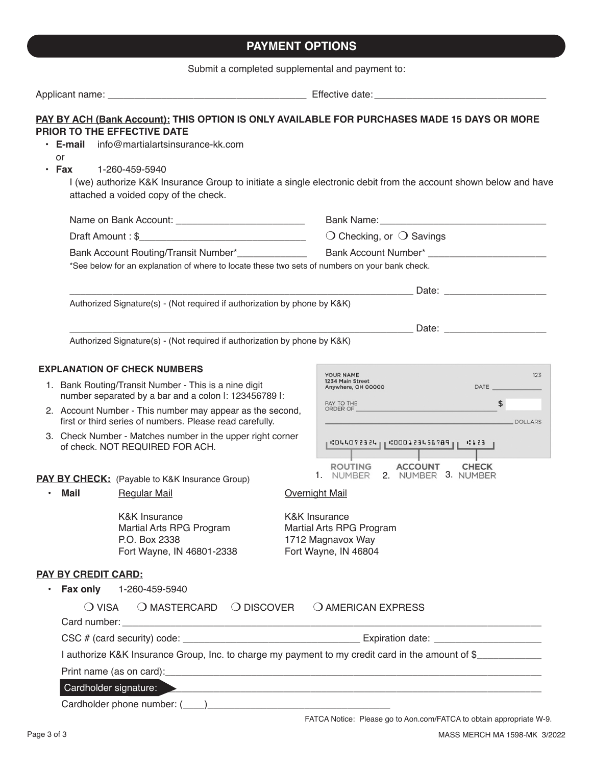## PAYMENT OPTIONS

Submit a completed supplemental and payment to:

Applicant name: ____________________________________ Effective date: ________________________________

**PAY BY ACH (Bank Account): THIS OPTION IS ONLY AVAILABLE FOR PURCHASES MADE 15 DAYS OR MORE PRIOR TO THE EFFECTIVE DATE**

- **E-mail** info@martialartsinsurance-kk.com

  or

- **Fax** 1-260-459-5940

  I (we) authorize K&K Insurance Group to initiate a single electronic debit from the account shown below and have attached a voided copy of the check.

  Name on Bank Account: ________________________ Bank Name: ________________________________

  Draft Amount : $_______________________________ ❍ Checking, or ❍ Savings

  Bank Account Routing/Transit Number*_____________ Bank Account Number* ______________________

  *See below for an explanation of where to locate these two sets of numbers on your bank check.

  ____________________________________________________________________ Date: __________________

  Authorized Signature(s) - (Not required if authorization by phone by K&K)

  ____________________________________________________________________ Date: __________________

  Authorized Signature(s) - (Not required if authorization by phone by K&K)

**EXPLANATION OF CHECK NUMBERS**

1. Bank Routing/Transit Number - This is a nine digit number separated by a bar and a colon I: 123456789 I:
2. Account Number - This number may appear as the second, first or third series of numbers. Please read carefully.
3. Check Number - Matches number in the upper right corner of check. NOT REQUIRED FOR ACH.

YOUR NAME
1234 Main Street
Anywhere, OH 00000

123

DATE

PAY TO THE ORDER OF $

DOLLARS

1. ROUTING NUMBER 2. ACCOUNT NUMBER 3. CHECK NUMBER

**PAY BY CHECK:** (Payable to K&K Insurance Group)

- **Mail**

| Regular Mail | Overnight Mail |
|---|---|
| K&K Insurance | K&K Insurance |
| Martial Arts RPG Program | Martial Arts RPG Program |
| P.O. Box 2338 | 1712 Magnavox Way |
| Fort Wayne, IN 46801-2338 | Fort Wayne, IN 46804 |

**PAY BY CREDIT CARD:**

- **Fax only** 1-260-459-5940

  ❍ VISA ❍ MASTERCARD ❍ DISCOVER ❍ AMERICAN EXPRESS

  Card number: ______________________________________________________________________________

  CSC # (card security) code: _________________________________ Expiration date: ____________________

  I authorize K&K Insurance Group, Inc. to charge my payment to my credit card in the amount of $____________

  Print name (as on card): ____________________________________________________________________

  Cardholder signature: ______________________________________________________________________

  Cardholder phone number: (____)___________________________________

FATCA Notice: Please go to Aon.com/FATCA to obtain appropriate W-9.

MASS MERCH MA 1598-MK 3/2022